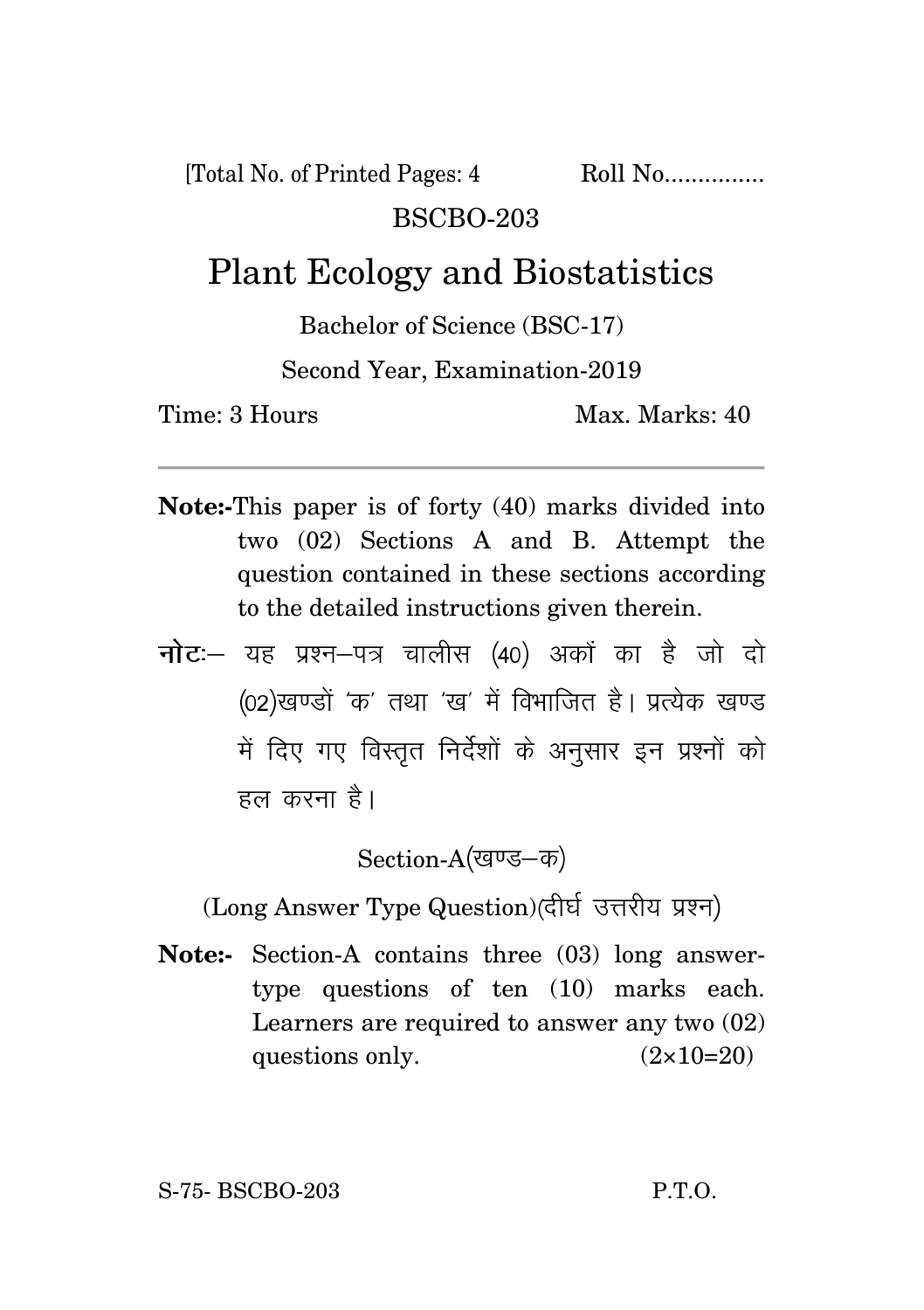[Total No. of Printed Pages: 4 Roll No...............

BSCBO-203

# Plant Ecology and Biostatistics

Bachelor of Science (BSC-17)

Second Year, Examination-2019

Time: 3 Hours Max. Marks: 40

---

**Note:-** This paper is of forty (40) marks divided into two (02) Sections A and B. Attempt the question contained in these sections according to the detailed instructions given therein.

**नोटः**— यह प्रश्न–पत्र चालीस (40) अकों का है जो दो (02)खण्डों 'क' तथा 'ख' में विभाजित है। प्रत्येक खण्ड में दिए गए विस्तृत निर्देशों के अनुसार इन प्रश्नों को हल करना है।

## Section-A(खण्ड–क)

(Long Answer Type Question)(दीर्घ उत्तरीय प्रश्न)

**Note:-** Section-A contains three (03) long answer-type questions of ten (10) marks each. Learners are required to answer any two (02) questions only. (2×10=20)

S-75- BSCBO-203 P.T.O.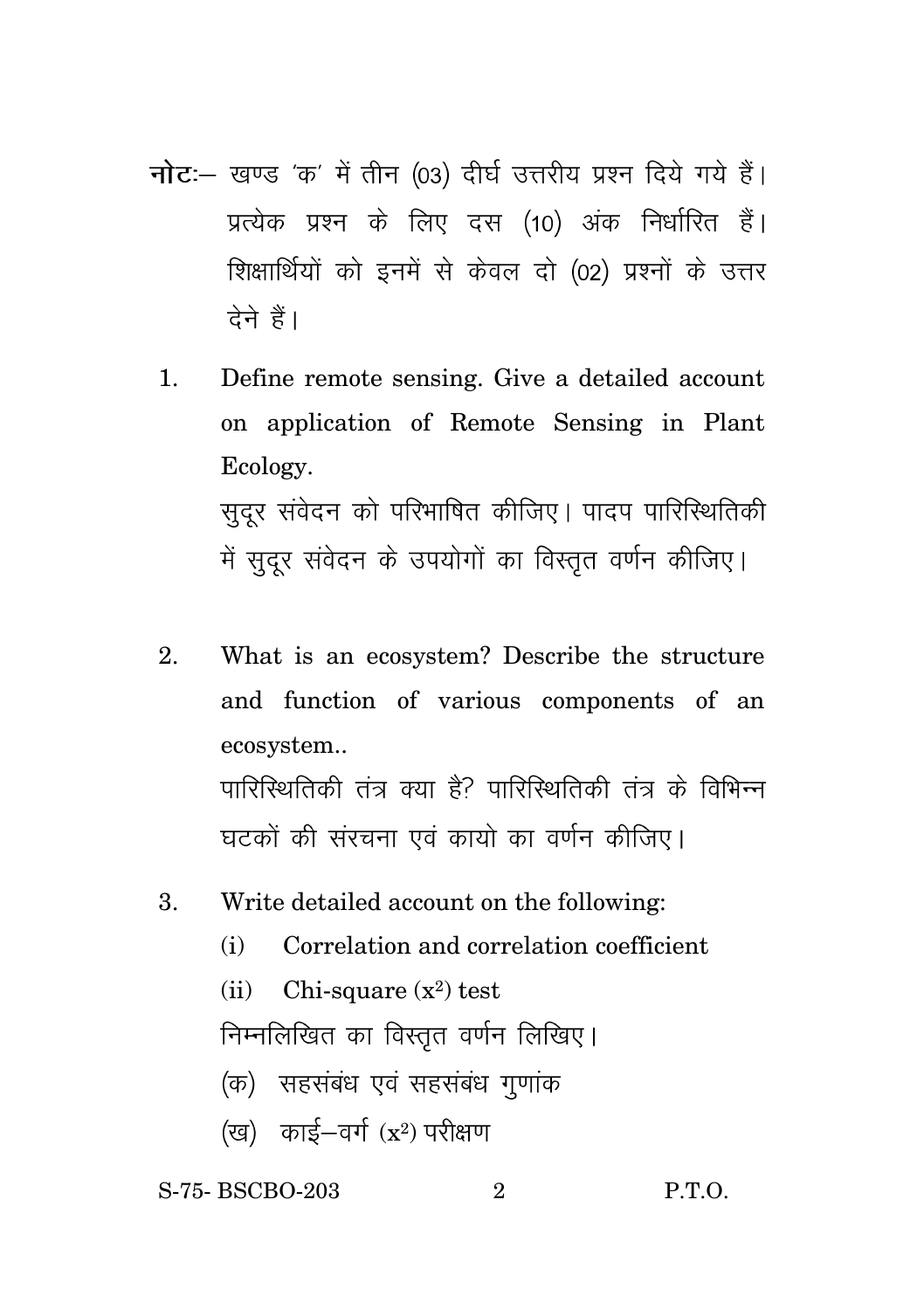**नोटः**– खण्ड 'क' में तीन (03) दीर्घ उत्तरीय प्रश्न दिये गये हैं। प्रत्येक प्रश्न के लिए दस (10) अंक निर्धारित हैं। शिक्षार्थियों को इनमें से केवल दो (02) प्रश्नों के उत्तर देने हैं।

1. Define remote sensing. Give a detailed account on application of Remote Sensing in Plant Ecology.

   सुदूर संवेदन को परिभाषित कीजिए। पादप पारिस्थितिकी में सुदूर संवेदन के उपयोगों का विस्तृत वर्णन कीजिए।

2. What is an ecosystem? Describe the structure and function of various components of an ecosystem..

   पारिस्थितिकी तंत्र क्या है? पारिस्थितिकी तंत्र के विभिन्न घटकों की संरचना एवं कायो का वर्णन कीजिए।

3. Write detailed account on the following:

   (i) Correlation and correlation coefficient

   (ii) Chi-square ($x^2$) test

   निम्नलिखित का विस्तृत वर्णन लिखिए।

   (क) सहसंबंध एवं सहसंबंध गुणांक

   (ख) काई–वर्ग ($x^2$) परीक्षण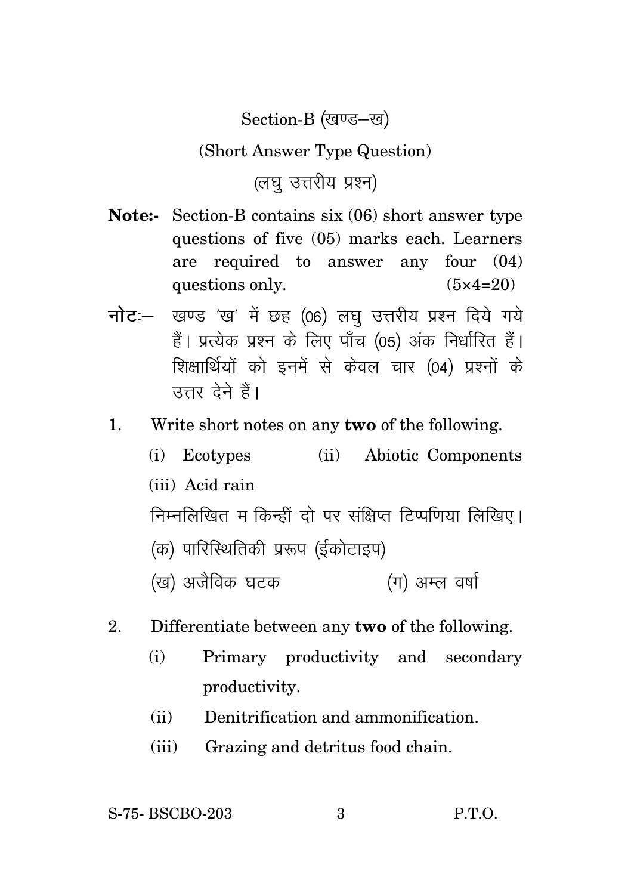## Section-B (खण्ड–ख)

### (Short Answer Type Question)

### (लघु उत्तरीय प्रश्न)

**Note:-** Section-B contains six (06) short answer type questions of five (05) marks each. Learners are required to answer any four (04) questions only. (5×4=20)

**नोट:–** खण्ड 'ख' में छह (06) लघु उत्तरीय प्रश्न दिये गये हैं। प्रत्येक प्रश्न के लिए पाँच (05) अंक निर्धारित हैं। शिक्षार्थियों को इनमें से केवल चार (04) प्रश्नों के उत्तर देने हैं।

1. Write short notes on any **two** of the following.

   (i) Ecotypes (ii) Abiotic Components

   (iii) Acid rain

   निम्नलिखित म किन्हीं दो पर संक्षिप्त टिप्पणिया लिखिए।

   (क) पारिस्थितिकी प्ररूप (ईकोटाइप)

   (ख) अजैविक घटक (ग) अम्ल वर्षा

2. Differentiate between any **two** of the following.

   (i) Primary productivity and secondary productivity.

   (ii) Denitrification and ammonification.

   (iii) Grazing and detritus food chain.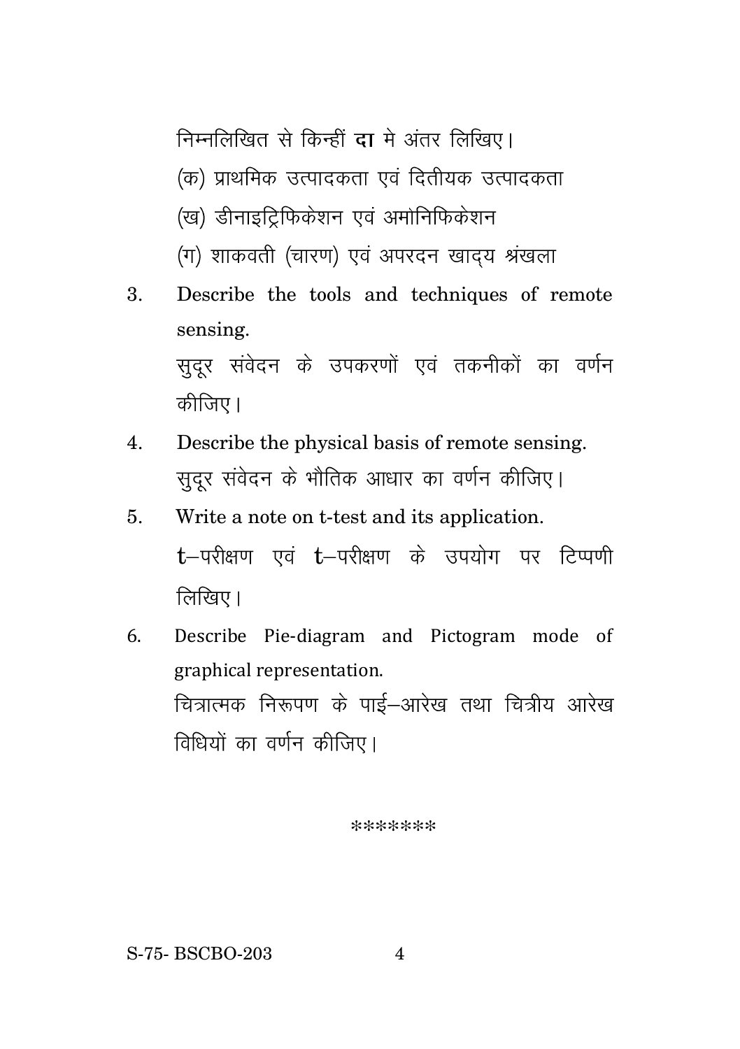निम्नलिखित से किन्हीं **दा** मे अंतर लिखिए।

(क) प्राथमिक उत्पादकता एवं दितीयक उत्पादकता

(ख) डीनाइट्रिफिकेशन एवं अमोनिफिकेशन

(ग) शाकवती (चारण) एवं अपरदन खाद्य श्रंखला

3. Describe the tools and techniques of remote sensing.

   सुदूर संवेदन के उपकरणों एवं तकनीकों का वर्णन कीजिए।

4. Describe the physical basis of remote sensing.

   सुदूर संवेदन के भौतिक आधार का वर्णन कीजिए।

5. Write a note on t-test and its application.

   t–परीक्षण एवं t–परीक्षण के उपयोग पर टिप्पणी लिखिए।

6. Describe Pie-diagram and Pictogram mode of graphical representation.

   चित्रात्मक निरूपण के पाई–आरेख तथा चित्रीय आरेख विधियों का वर्णन कीजिए।

\*\*\*\*\*\*\*

S-75- BSCBO-203